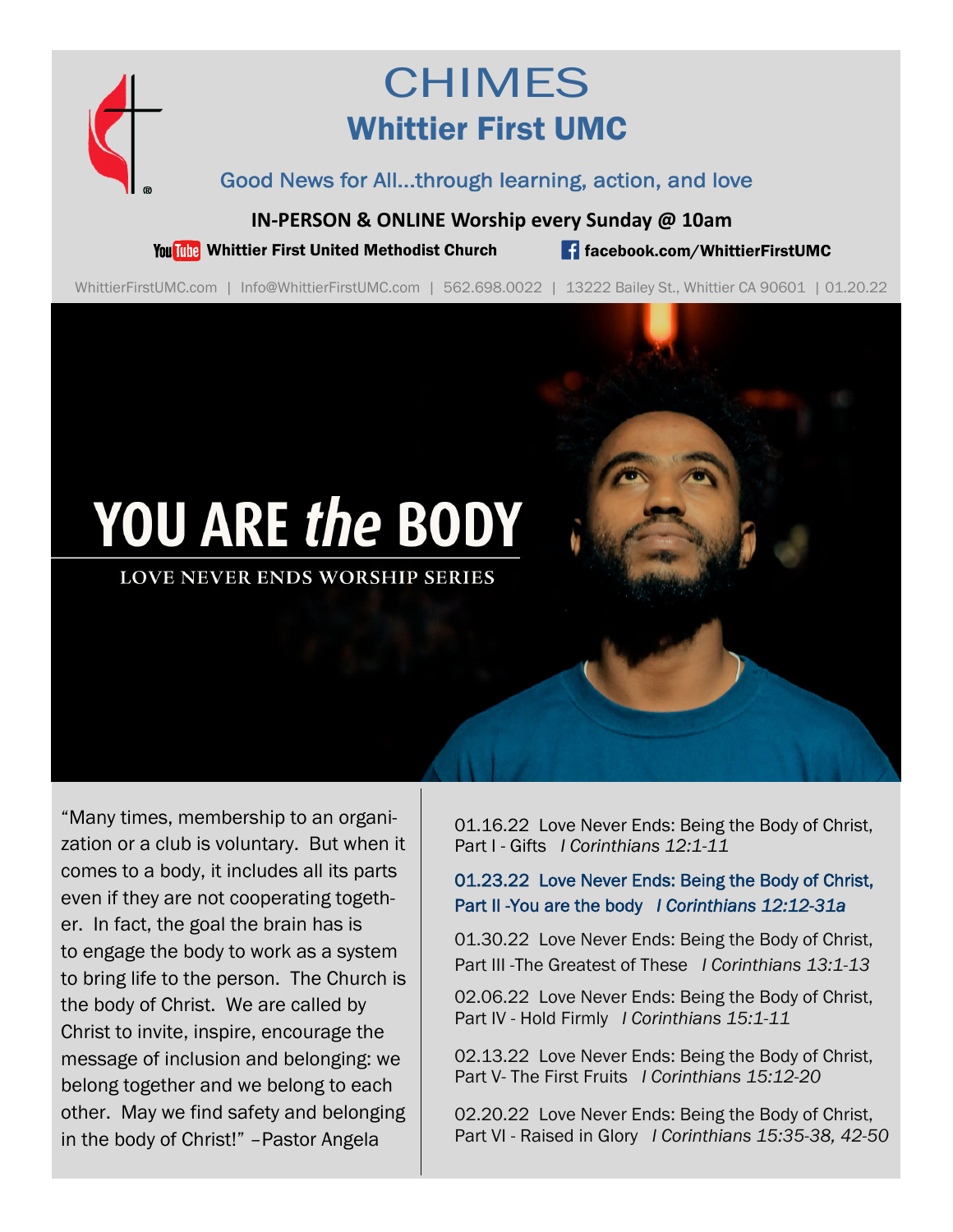# CHIMES

## Whittier First UMC

Good News for All...through learning, action, and love

**IN-PERSON & ONLINE Worship every Sunday @ 10am**

**Whittier First United Methodist Church** | **facebook.com/WhittierFirstUMC**

WhittierFirstUMC.com | Info@WhittierFirstUMC.com | 562.698.0022 | 13222 Bailey St., Whittier CA 90601 | 01.20.22

# YOU ARE *the* BODY

LOVE NEVER ENDS WORSHIP SERIES

"Many times, membership to an organization or a club is voluntary. But when it comes to a body, it includes all its parts even if they are not cooperating together. In fact, the goal the brain has is to engage the body to work as a system to bring life to the person. The Church is the body of Christ. We are called by Christ to invite, inspire, encourage the message of inclusion and belonging: we belong together and we belong to each other. May we find safety and belonging in the body of Christ!" –Pastor Angela

01.16.22 Love Never Ends: Being the Body of Christ, Part I - Gifts *I Corinthians 12:1-11*

**01.23.22 Love Never Ends: Being the Body of Christ, Part II -You are the body *I Corinthians 12:12-31a***

01.30.22 Love Never Ends: Being the Body of Christ, Part III -The Greatest of These *I Corinthians 13:1-13*

02.06.22 Love Never Ends: Being the Body of Christ, Part IV - Hold Firmly *I Corinthians 15:1-11*

02.13.22 Love Never Ends: Being the Body of Christ, Part V- The First Fruits *I Corinthians 15:12-20*

02.20.22 Love Never Ends: Being the Body of Christ, Part VI - Raised in Glory *I Corinthians 15:35-38, 42-50*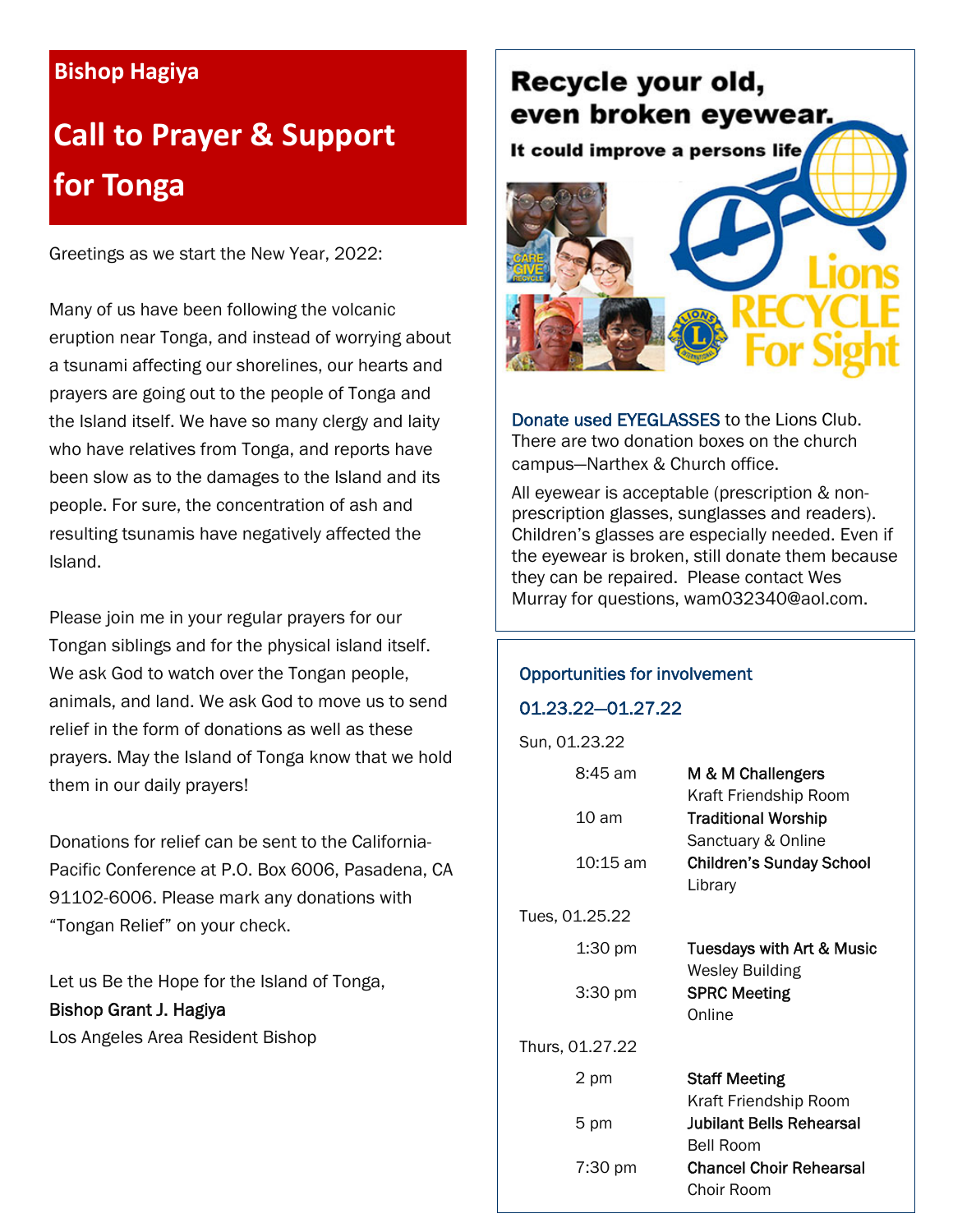## Bishop Hagiya

# Call to Prayer & Support for Tonga

Greetings as we start the New Year, 2022:

Many of us have been following the volcanic eruption near Tonga, and instead of worrying about a tsunami affecting our shorelines, our hearts and prayers are going out to the people of Tonga and the Island itself. We have so many clergy and laity who have relatives from Tonga, and reports have been slow as to the damages to the Island and its people. For sure, the concentration of ash and resulting tsunamis have negatively affected the Island.

Please join me in your regular prayers for our Tongan siblings and for the physical island itself. We ask God to watch over the Tongan people, animals, and land. We ask God to move us to send relief in the form of donations as well as these prayers. May the Island of Tonga know that we hold them in our daily prayers!

Donations for relief can be sent to the California-Pacific Conference at P.O. Box 6006, Pasadena, CA 91102-6006. Please mark any donations with "Tongan Relief" on your check.

Let us Be the Hope for the Island of Tonga,
**Bishop Grant J. Hagiya**
Los Angeles Area Resident Bishop

## Recycle your old, even broken eyewear.

**It could improve a persons life**

Lions RECYCLE For Sight

Donate used EYEGLASSES to the Lions Club. There are two donation boxes on the church campus—Narthex & Church office.

All eyewear is acceptable (prescription & non-prescription glasses, sunglasses and readers). Children's glasses are especially needed. Even if the eyewear is broken, still donate them because they can be repaired. Please contact Wes Murray for questions, wam032340@aol.com.

### Opportunities for involvement

### 01.23.22—01.27.22

Sun, 01.23.22

| | |
|---|---|
| 8:45 am | **M & M Challengers**<br>Kraft Friendship Room |
| 10 am | **Traditional Worship**<br>Sanctuary & Online |
| 10:15 am | **Children's Sunday School**<br>Library |

Tues, 01.25.22

| | |
|---|---|
| 1:30 pm | **Tuesdays with Art & Music**<br>Wesley Building |
| 3:30 pm | **SPRC Meeting**<br>Online |

Thurs, 01.27.22

| | |
|---|---|
| 2 pm | **Staff Meeting**<br>Kraft Friendship Room |
| 5 pm | **Jubilant Bells Rehearsal**<br>Bell Room |
| 7:30 pm | **Chancel Choir Rehearsal**<br>Choir Room |